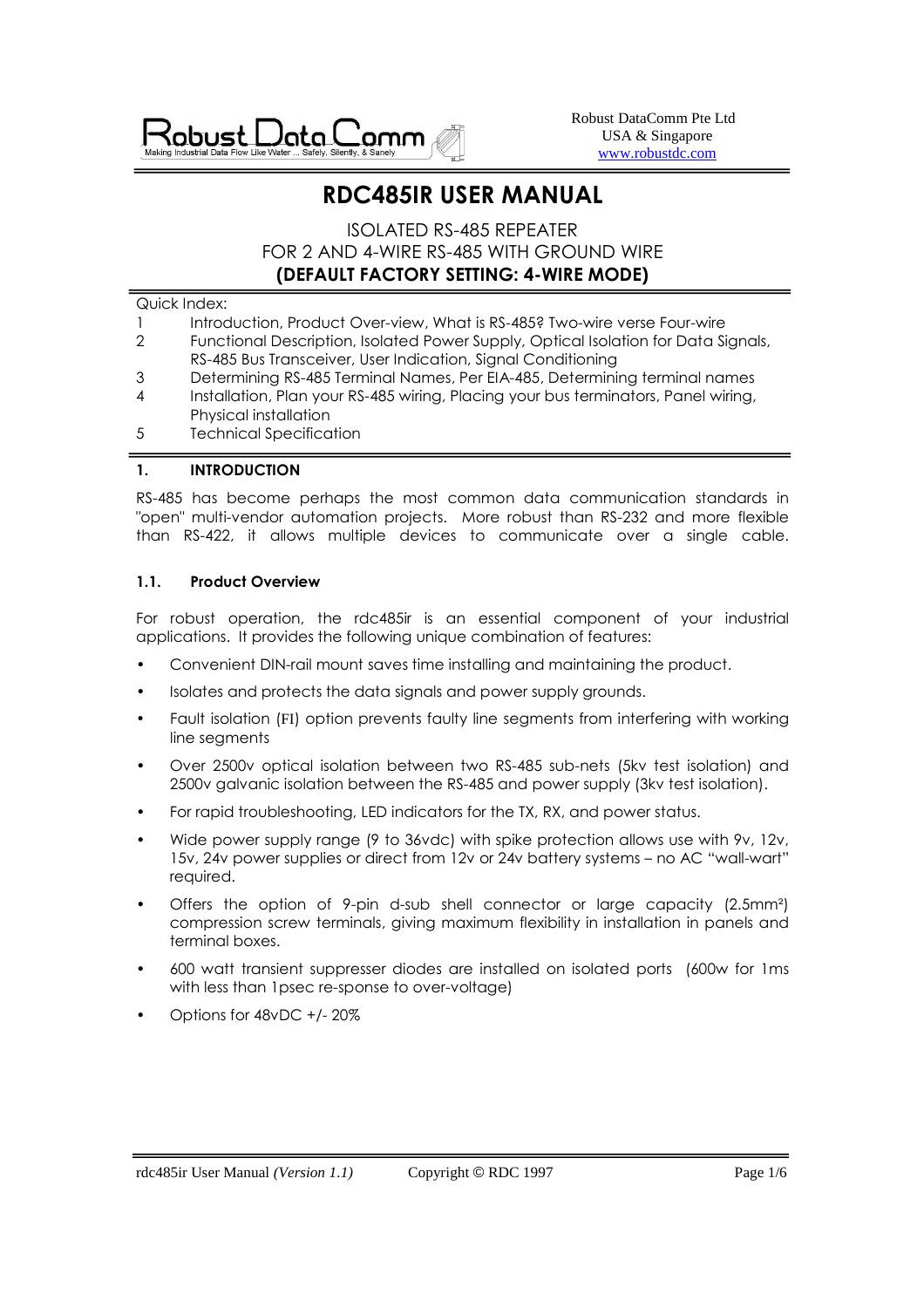Robust DataComm Pte Ltd
USA & Singapore
www.robustdc.com

# RDC485IR USER MANUAL

ISOLATED RS-485 REPEATER
FOR 2 AND 4-WIRE RS-485 WITH GROUND WIRE
**(DEFAULT FACTORY SETTING: 4-WIRE MODE)**

Quick Index:

| | |
|---|---|
| 1 | Introduction, Product Over-view, What is RS-485? Two-wire verse Four-wire |
| 2 | Functional Description, Isolated Power Supply, Optical Isolation for Data Signals, RS-485 Bus Transceiver, User Indication, Signal Conditioning |
| 3 | Determining RS-485 Terminal Names, Per EIA-485, Determining terminal names |
| 4 | Installation, Plan your RS-485 wiring, Placing your bus terminators, Panel wiring, Physical installation |
| 5 | Technical Specification |

## 1. INTRODUCTION

RS-485 has become perhaps the most common data communication standards in "open" multi-vendor automation projects. More robust than RS-232 and more flexible than RS-422, it allows multiple devices to communicate over a single cable.

### 1.1. Product Overview

For robust operation, the rdc485ir is an essential component of your industrial applications. It provides the following unique combination of features:

- Convenient DIN-rail mount saves time installing and maintaining the product.
- Isolates and protects the data signals and power supply grounds.
- Fault isolation (FI) option prevents faulty line segments from interfering with working line segments
- Over 2500v optical isolation between two RS-485 sub-nets (5kv test isolation) and 2500v galvanic isolation between the RS-485 and power supply (3kv test isolation).
- For rapid troubleshooting, LED indicators for the TX, RX, and power status.
- Wide power supply range (9 to 36vdc) with spike protection allows use with 9v, 12v, 15v, 24v power supplies or direct from 12v or 24v battery systems – no AC "wall-wart" required.
- Offers the option of 9-pin d-sub shell connector or large capacity (2.5mm²) compression screw terminals, giving maximum flexibility in installation in panels and terminal boxes.
- 600 watt transient suppresser diodes are installed on isolated ports (600w for 1ms with less than 1psec re-sponse to over-voltage)
- Options for 48vDC +/- 20%

rdc485ir User Manual *(Version 1.1)* Copyright © RDC 1997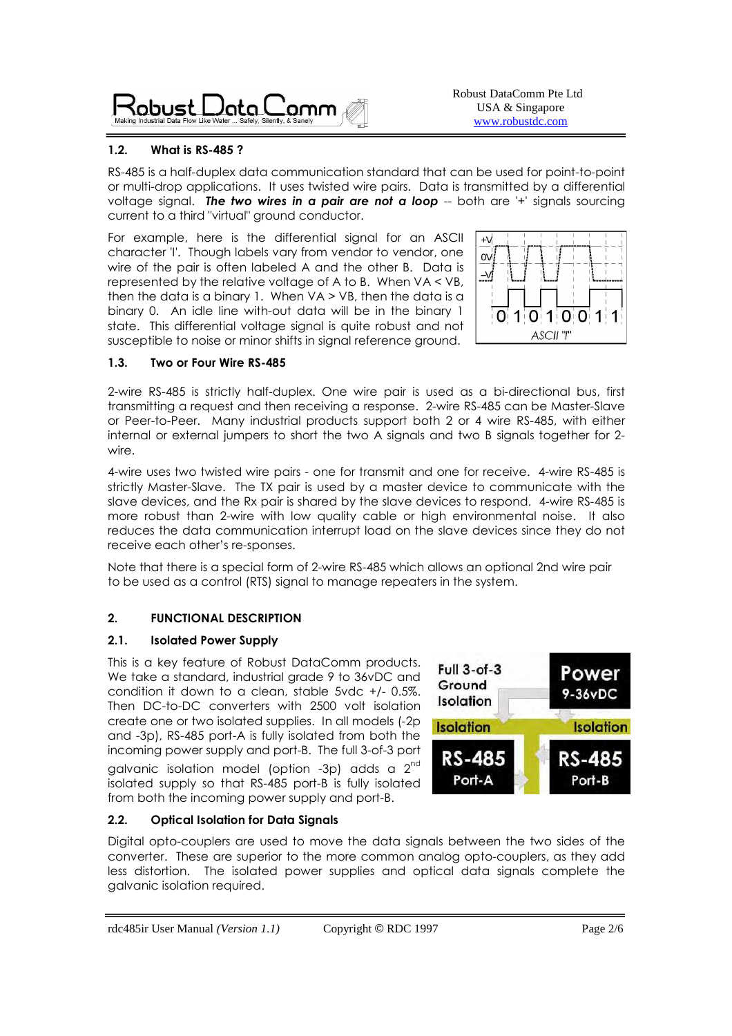## 1.2. What is RS-485 ?

RS-485 is a half-duplex data communication standard that can be used for point-to-point or multi-drop applications. It uses twisted wire pairs. Data is transmitted by a differential voltage signal. ***The two wires in a pair are not a loop*** -- both are '+' signals sourcing current to a third "virtual" ground conductor.

For example, here is the differential signal for an ASCII character 'I'. Though labels vary from vendor to vendor, one wire of the pair is often labeled A and the other B. Data is represented by the relative voltage of A to B. When VA < VB, then the data is a binary 1. When VA > VB, then the data is a binary 0. An idle line with-out data will be in the binary 1 state. This differential voltage signal is quite robust and not susceptible to noise or minor shifts in signal reference ground.

## 1.3. Two or Four Wire RS-485

2-wire RS-485 is strictly half-duplex. One wire pair is used as a bi-directional bus, first transmitting a request and then receiving a response. 2-wire RS-485 can be Master-Slave or Peer-to-Peer. Many industrial products support both 2 or 4 wire RS-485, with either internal or external jumpers to short the two A signals and two B signals together for 2-wire.

4-wire uses two twisted wire pairs - one for transmit and one for receive. 4-wire RS-485 is strictly Master-Slave. The TX pair is used by a master device to communicate with the slave devices, and the Rx pair is shared by the slave devices to respond. 4-wire RS-485 is more robust than 2-wire with low quality cable or high environmental noise. It also reduces the data communication interrupt load on the slave devices since they do not receive each other's re-sponses.

Note that there is a special form of 2-wire RS-485 which allows an optional 2nd wire pair to be used as a control (RTS) signal to manage repeaters in the system.

# 2. FUNCTIONAL DESCRIPTION

## 2.1. Isolated Power Supply

This is a key feature of Robust DataComm products. We take a standard, industrial grade 9 to 36vDC and condition it down to a clean, stable 5vdc +/- 0.5%. Then DC-to-DC converters with 2500 volt isolation create one or two isolated supplies. In all models (-2p and -3p), RS-485 port-A is fully isolated from both the incoming power supply and port-B. The full 3-of-3 port galvanic isolation model (option -3p) adds a 2nd isolated supply so that RS-485 port-B is fully isolated from both the incoming power supply and port-B.

## 2.2. Optical Isolation for Data Signals

Digital opto-couplers are used to move the data signals between the two sides of the converter. These are superior to the more common analog opto-couplers, as they add less distortion. The isolated power supplies and optical data signals complete the galvanic isolation required.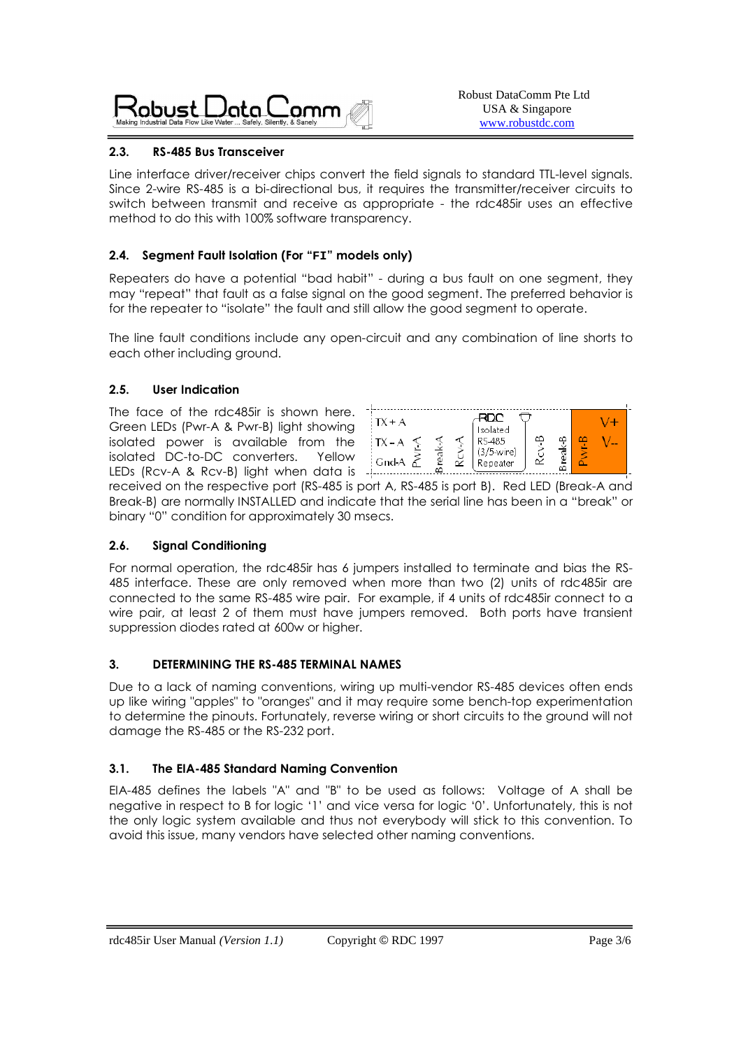## 2.3. RS-485 Bus Transceiver

Line interface driver/receiver chips convert the field signals to standard TTL-level signals. Since 2-wire RS-485 is a bi-directional bus, it requires the transmitter/receiver circuits to switch between transmit and receive as appropriate - the rdc485ir uses an effective method to do this with 100% software transparency.

## 2.4. Segment Fault Isolation (For "FI" models only)

Repeaters do have a potential "bad habit" - during a bus fault on one segment, they may "repeat" that fault as a false signal on the good segment. The preferred behavior is for the repeater to "isolate" the fault and still allow the good segment to operate.

The line fault conditions include any open-circuit and any combination of line shorts to each other including ground.

## 2.5. User Indication

The face of the rdc485ir is shown here. Green LEDs (Pwr-A & Pwr-B) light showing isolated power is available from the isolated DC-to-DC converters. Yellow LEDs (Rcv-A & Rcv-B) light when data is received on the respective port (RS-485 is port A, RS-485 is port B). Red LED (Break-A and Break-B) are normally INSTALLED and indicate that the serial line has been in a "break" or binary "0" condition for approximately 30 msecs.

TX + A | TX – A | Gnd-A | Pwr-A | Break-A | Rcv-A | RDC Isolated RS-485 (3/5-wire) Repeater | Rcv-B | Break-B | Pwr-B | V+ | V--

## 2.6. Signal Conditioning

For normal operation, the rdc485ir has 6 jumpers installed to terminate and bias the RS-485 interface. These are only removed when more than two (2) units of rdc485ir are connected to the same RS-485 wire pair. For example, if 4 units of rdc485ir connect to a wire pair, at least 2 of them must have jumpers removed. Both ports have transient suppression diodes rated at 600w or higher.

# 3. DETERMINING THE RS-485 TERMINAL NAMES

Due to a lack of naming conventions, wiring up multi-vendor RS-485 devices often ends up like wiring "apples" to "oranges" and it may require some bench-top experimentation to determine the pinouts. Fortunately, reverse wiring or short circuits to the ground will not damage the RS-485 or the RS-232 port.

## 3.1. The EIA-485 Standard Naming Convention

EIA-485 defines the labels "A" and "B" to be used as follows: Voltage of A shall be negative in respect to B for logic '1' and vice versa for logic '0'. Unfortunately, this is not the only logic system available and thus not everybody will stick to this convention. To avoid this issue, many vendors have selected other naming conventions.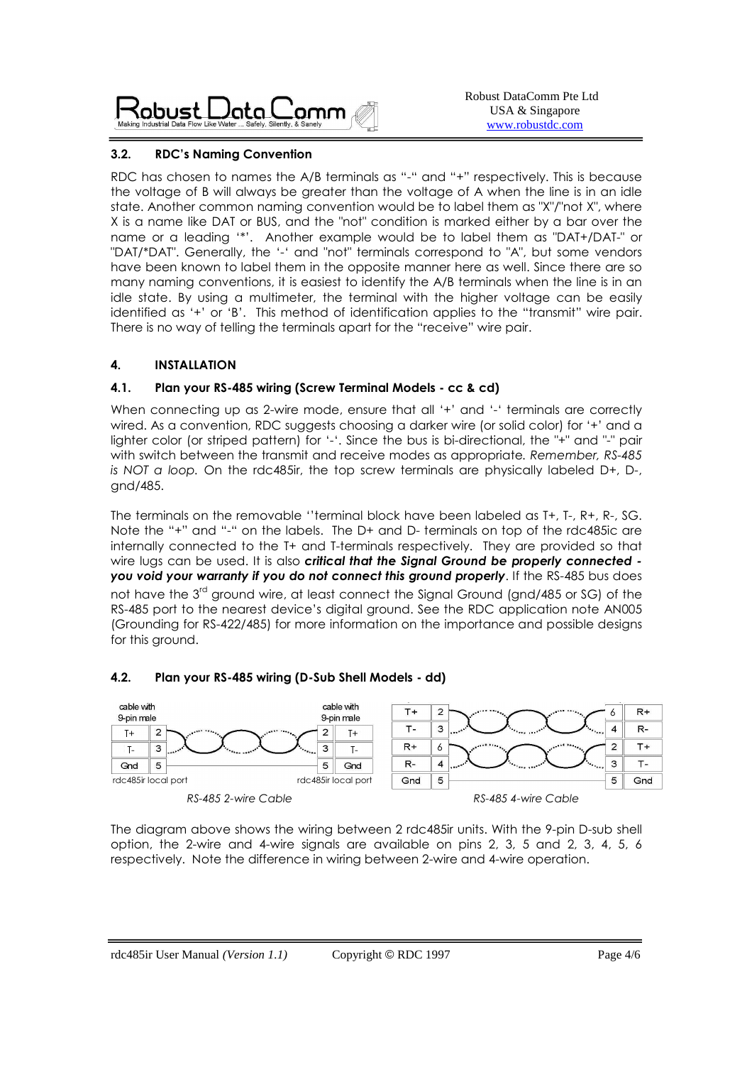### 3.2. RDC's Naming Convention

RDC has chosen to names the A/B terminals as "-" and "+" respectively. This is because the voltage of B will always be greater than the voltage of A when the line is in an idle state. Another common naming convention would be to label them as "X"/"not X", where X is a name like DAT or BUS, and the "not" condition is marked either by a bar over the name or a leading '*'. Another example would be to label them as "DAT+/DAT-" or "DAT/*DAT". Generally, the '-' and "not" terminals correspond to "A", but some vendors have been known to label them in the opposite manner here as well. Since there are so many naming conventions, it is easiest to identify the A/B terminals when the line is in an idle state. By using a multimeter, the terminal with the higher voltage can be easily identified as '+' or 'B'. This method of identification applies to the "transmit" wire pair. There is no way of telling the terminals apart for the "receive" wire pair.

## 4. INSTALLATION

### 4.1. Plan your RS-485 wiring (Screw Terminal Models - cc & cd)

When connecting up as 2-wire mode, ensure that all '+' and '-' terminals are correctly wired. As a convention, RDC suggests choosing a darker wire (or solid color) for '+' and a lighter color (or striped pattern) for '-'. Since the bus is bi-directional, the "+" and "-" pair with switch between the transmit and receive modes as appropriate. *Remember, RS-485 is NOT a loop.* On the rdc485ir, the top screw terminals are physically labeled D+, D-, gnd/485.

The terminals on the removable ''terminal block have been labeled as T+, T-, R+, R-, SG. Note the "+" and "-" on the labels. The D+ and D- terminals on top of the rdc485ic are internally connected to the T+ and T-terminals respectively. They are provided so that wire lugs can be used. It is also ***critical that the Signal Ground be properly connected - you void your warranty if you do not connect this ground properly***. If the RS-485 bus does not have the 3rd ground wire, at least connect the Signal Ground (gnd/485 or SG) of the RS-485 port to the nearest device's digital ground. See the RDC application note AN005 (Grounding for RS-422/485) for more information on the importance and possible designs for this ground.

### 4.2. Plan your RS-485 wiring (D-Sub Shell Models - dd)

RS-485 2-wire Cable (rdc485ir local port, cable with 9-pin male — rdc485ir local port, cable with 9-pin male):

| Signal | Pin | | Pin | Signal |
|---|---|---|---|---|
| T+ | 2 | ↔ | 2 | T+ |
| T- | 3 | ↔ | 3 | T- |
| Gnd | 5 | ↔ | 5 | Gnd |

RS-485 4-wire Cable:

| Signal | Pin | | Pin | Signal |
|---|---|---|---|---|
| T+ | 2 | ↔ | 6 | R+ |
| T- | 3 | ↔ | 4 | R- |
| R+ | 6 | ↔ | 2 | T+ |
| R- | 4 | ↔ | 3 | T- |
| Gnd | 5 | ↔ | 5 | Gnd |

*RS-485 2-wire Cable* *RS-485 4-wire Cable*

The diagram above shows the wiring between 2 rdc485ir units. With the 9-pin D-sub shell option, the 2-wire and 4-wire signals are available on pins 2, 3, 5 and 2, 3, 4, 5, 6 respectively. Note the difference in wiring between 2-wire and 4-wire operation.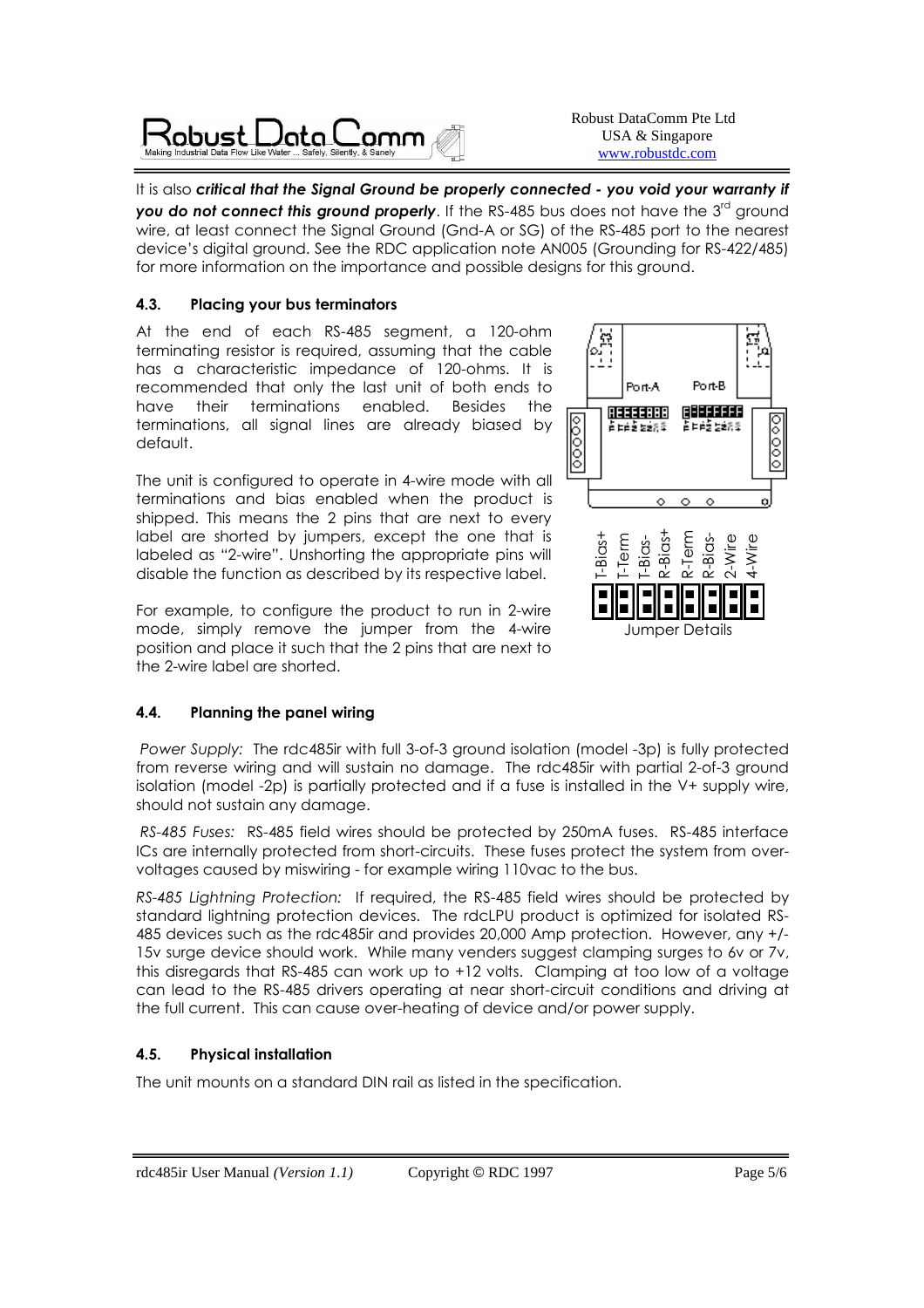It is also ***critical that the Signal Ground be properly connected - you void your warranty if you do not connect this ground properly***. If the RS-485 bus does not have the 3rd ground wire, at least connect the Signal Ground (Gnd-A or SG) of the RS-485 port to the nearest device's digital ground. See the RDC application note AN005 (Grounding for RS-422/485) for more information on the importance and possible designs for this ground.

### 4.3. Placing your bus terminators

At the end of each RS-485 segment, a 120-ohm terminating resistor is required, assuming that the cable has a characteristic impedance of 120-ohms. It is recommended that only the last unit of both ends to have their terminations enabled. Besides the terminations, all signal lines are already biased by default.

The unit is configured to operate in 4-wire mode with all terminations and bias enabled when the product is shipped. This means the 2 pins that are next to every label are shorted by jumpers, except the one that is labeled as "2-wire". Unshorting the appropriate pins will disable the function as described by its respective label.

For example, to configure the product to run in 2-wire mode, simply remove the jumper from the 4-wire position and place it such that the 2 pins that are next to the 2-wire label are shorted.

Port-A Port-B

T-Bias+ T-Term T-Bias- R-Bias+ R-Term R-Bias- 2-Wire 4-Wire

Jumper Details

### 4.4. Planning the panel wiring

*Power Supply:* The rdc485ir with full 3-of-3 ground isolation (model -3p) is fully protected from reverse wiring and will sustain no damage. The rdc485ir with partial 2-of-3 ground isolation (model -2p) is partially protected and if a fuse is installed in the V+ supply wire, should not sustain any damage.

*RS-485 Fuses:* RS-485 field wires should be protected by 250mA fuses. RS-485 interface ICs are internally protected from short-circuits. These fuses protect the system from over-voltages caused by miswiring - for example wiring 110vac to the bus.

*RS-485 Lightning Protection:* If required, the RS-485 field wires should be protected by standard lightning protection devices. The rdcLPU product is optimized for isolated RS-485 devices such as the rdc485ir and provides 20,000 Amp protection. However, any +/-15v surge device should work. While many venders suggest clamping surges to 6v or 7v, this disregards that RS-485 can work up to +12 volts. Clamping at too low of a voltage can lead to the RS-485 drivers operating at near short-circuit conditions and driving at the full current. This can cause over-heating of device and/or power supply.

### 4.5. Physical installation

The unit mounts on a standard DIN rail as listed in the specification.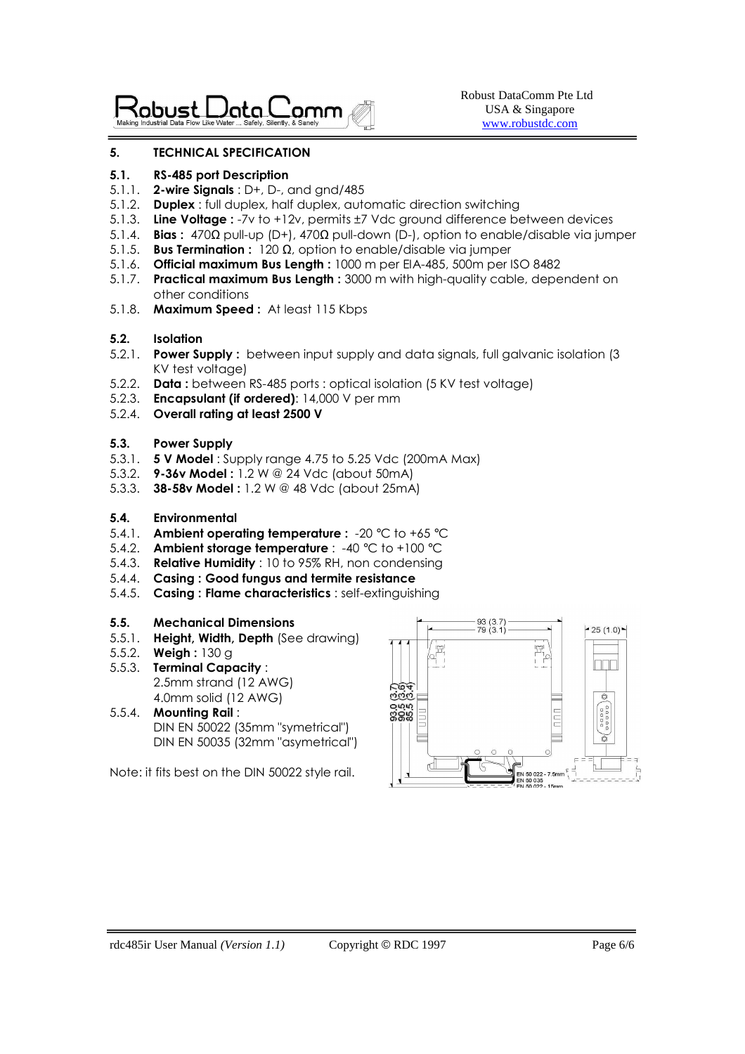## 5. TECHNICAL SPECIFICATION

### 5.1. RS-485 port Description

5.1.1. **2-wire Signals** : D+, D-, and gnd/485
5.1.2. **Duplex** : full duplex, half duplex, automatic direction switching
5.1.3. **Line Voltage :** -7v to +12v, permits ±7 Vdc ground difference between devices
5.1.4. **Bias :** 470Ω pull-up (D+), 470Ω pull-down (D-), option to enable/disable via jumper
5.1.5. **Bus Termination :** 120 Ω, option to enable/disable via jumper
5.1.6. **Official maximum Bus Length :** 1000 m per EIA-485, 500m per ISO 8482
5.1.7. **Practical maximum Bus Length :** 3000 m with high-quality cable, dependent on other conditions
5.1.8. **Maximum Speed :** At least 115 Kbps

### 5.2. Isolation

5.2.1. **Power Supply :** between input supply and data signals, full galvanic isolation (3 KV test voltage)
5.2.2. **Data :** between RS-485 ports : optical isolation (5 KV test voltage)
5.2.3. **Encapsulant (if ordered)**: 14,000 V per mm
5.2.4. **Overall rating at least 2500 V**

### 5.3. Power Supply

5.3.1. **5 V Model** : Supply range 4.75 to 5.25 Vdc (200mA Max)
5.3.2. **9-36v Model :** 1.2 W @ 24 Vdc (about 50mA)
5.3.3. **38-58v Model :** 1.2 W @ 48 Vdc (about 25mA)

### 5.4. Environmental

5.4.1. **Ambient operating temperature :** -20 °C to +65 °C
5.4.2. **Ambient storage temperature** : -40 °C to +100 °C
5.4.3. **Relative Humidity** : 10 to 95% RH, non condensing
5.4.4. **Casing : Good fungus and termite resistance**
5.4.5. **Casing : Flame characteristics** : self-extinguishing

### 5.5. Mechanical Dimensions

5.5.1. **Height, Width, Depth** (See drawing)
5.5.2. **Weigh :** 130 g
5.5.3. **Terminal Capacity :**
2.5mm strand (12 AWG)
4.0mm solid (12 AWG)
5.5.4. **Mounting Rail :**
DIN EN 50022 (35mm "symetrical")
DIN EN 50035 (32mm "asymetrical")

Note: it fits best on the DIN 50022 style rail.

93 (3.7)
79 (3.1)
25 (1.0)
93.0 (3.7)
90.5 (3.6)
85.5 (3.4)
EN 50 022 - 7.5mm
EN 50 035
EN 50 022 - 15mm